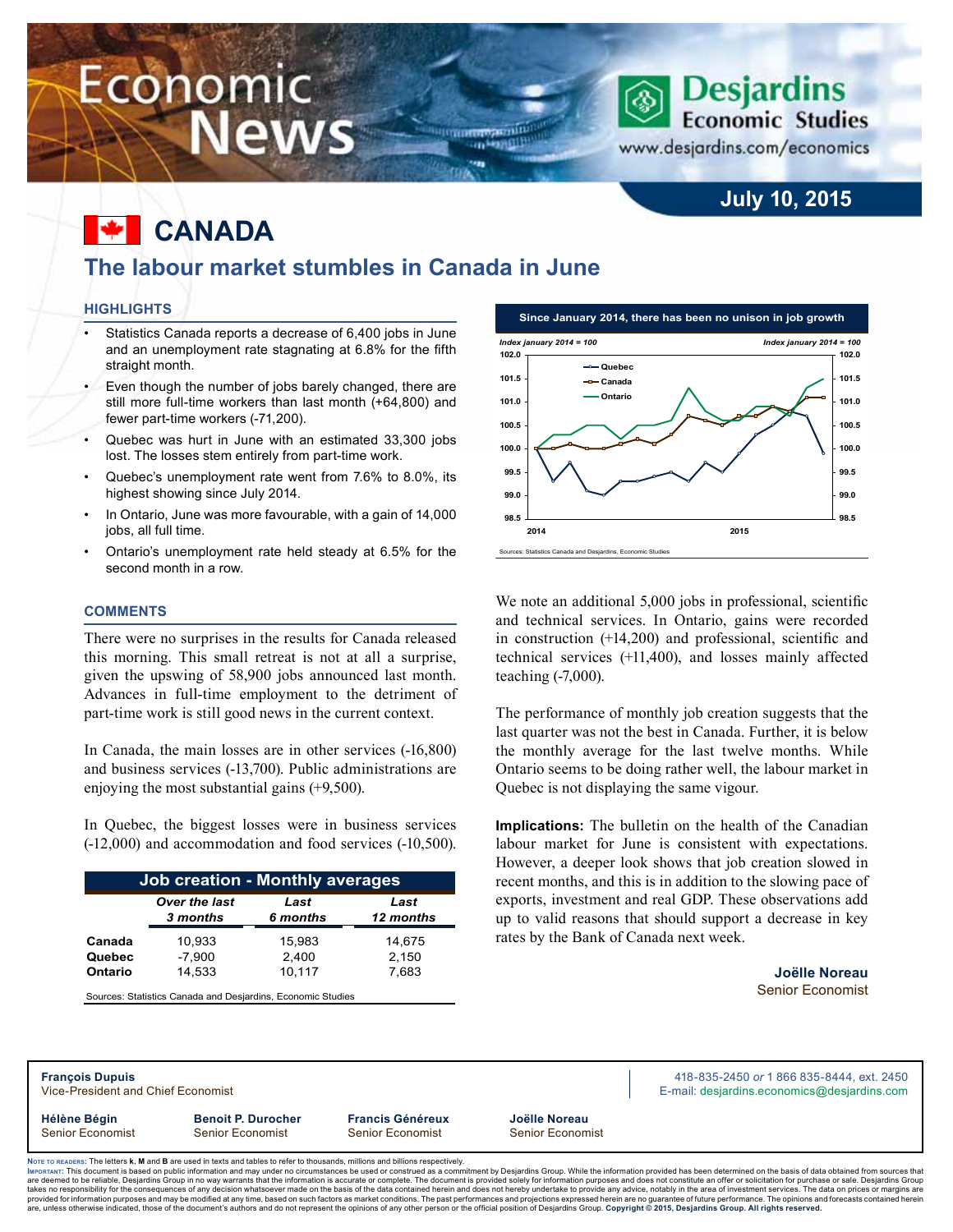# Economic News

Desjardins Economic Studies
www.desjardins.com/economics

**July 10, 2015**

# CANADA

## The labour market stumbles in Canada in June

### HIGHLIGHTS

- Statistics Canada reports a decrease of 6,400 jobs in June and an unemployment rate stagnating at 6.8% for the fifth straight month.
- Even though the number of jobs barely changed, there are still more full-time workers than last month (+64,800) and fewer part-time workers (-71,200).
- Quebec was hurt in June with an estimated 33,300 jobs lost. The losses stem entirely from part-time work.
- Quebec's unemployment rate went from 7.6% to 8.0%, its highest showing since July 2014.
- In Ontario, June was more favourable, with a gain of 14,000 jobs, all full time.
- Ontario's unemployment rate held steady at 6.5% for the second month in a row.

### COMMENTS

There were no surprises in the results for Canada released this morning. This small retreat is not at all a surprise, given the upswing of 58,900 jobs announced last month. Advances in full-time employment to the detriment of part-time work is still good news in the current context.

In Canada, the main losses are in other services (-16,800) and business services (-13,700). Public administrations are enjoying the most substantial gains (+9,500).

In Quebec, the biggest losses were in business services (-12,000) and accommodation and food services (-10,500).

| Job creation - Monthly averages | | | |
|---|---|---|---|
| | *Over the last 3 months* | *Last 6 months* | *Last 12 months* |
| **Canada** | 10,933 | 15,983 | 14,675 |
| **Quebec** | -7,900 | 2,400 | 2,150 |
| **Ontario** | 14,533 | 10,117 | 7,683 |

Sources: Statistics Canada and Desjardins, Economic Studies

**Since January 2014, there has been no unison in job growth**

*Index january 2014 = 100*

Sources: Statistics Canada and Desjardins, Economic Studies

We note an additional 5,000 jobs in professional, scientific and technical services. In Ontario, gains were recorded in construction (+14,200) and professional, scientific and technical services (+11,400), and losses mainly affected teaching (-7,000).

The performance of monthly job creation suggests that the last quarter was not the best in Canada. Further, it is below the monthly average for the last twelve months. While Ontario seems to be doing rather well, the labour market in Quebec is not displaying the same vigour.

**Implications:** The bulletin on the health of the Canadian labour market for June is consistent with expectations. However, a deeper look shows that job creation slowed in recent months, and this is in addition to the slowing pace of exports, investment and real GDP. These observations add up to valid reasons that should support a decrease in key rates by the Bank of Canada next week.

**Joëlle Noreau**
Senior Economist

---

**François Dupuis**
Vice-President and Chief Economist

418-835-2450 *or* 1 866 835-8444, ext. 2450
E-mail: desjardins.economics@desjardins.com

**Hélène Bégin**, Senior Economist
**Benoit P. Durocher**, Senior Economist
**Francis Généreux**, Senior Economist
**Joëlle Noreau**, Senior Economist

NOTE TO READERS: The letters **k**, **M** and **B** are used in texts and tables to refer to thousands, millions and billions respectively.
IMPORTANT: This document is based on public information and may under no circumstances be used or construed as a commitment by Desjardins Group. While the information provided has been determined on the basis of data obtained from sources that are deemed to be reliable, Desjardins Group in no way warrants that the information is accurate or complete. The document is provided solely for information purposes and does not constitute an offer or solicitation for purchase or sale. Desjardins Group takes no responsibility for the consequences of any decision whatsoever made on the basis of the data contained herein and does not hereby undertake to provide any advice, notably in the area of investment services. The data on prices or margins are provided for information purposes and may be modified at any time, based on such factors as market conditions. The past performances and projections expressed herein are no guarantee of future performance. The opinions and forecasts contained herein are, unless otherwise indicated, those of the document's authors and do not represent the opinions of any other person or the official position of Desjardins Group. **Copyright © 2015, Desjardins Group. All rights reserved.**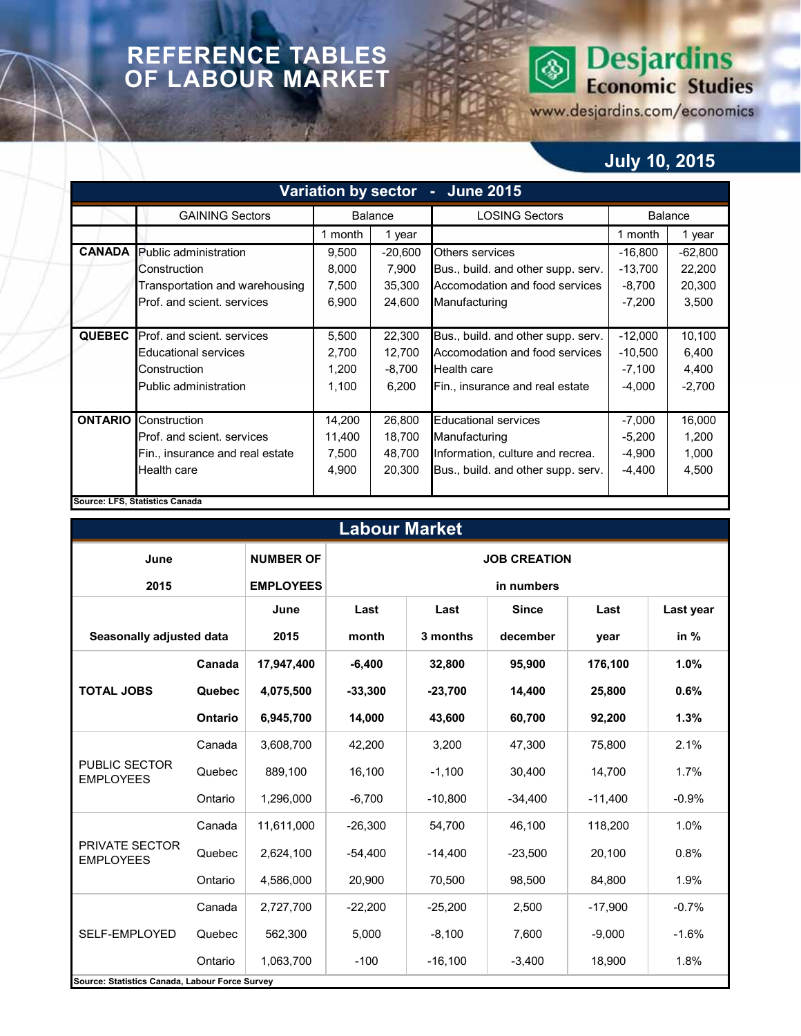# REFERENCE TABLES OF LABOUR MARKET

Desjardins Economic Studies
www.desjardins.com/economics

**July 10, 2015**

## Variation by sector - June 2015

| | GAINING Sectors | Balance | | LOSING Sectors | Balance | |
|---|---|---|---|---|---|---|
| | | 1 month | 1 year | | 1 month | 1 year |
| **CANADA** | Public administration | 9,500 | -20,600 | Others services | -16,800 | -62,800 |
| | Construction | 8,000 | 7,900 | Bus., build. and other supp. serv. | -13,700 | 22,200 |
| | Transportation and warehousing | 7,500 | 35,300 | Accomodation and food services | -8,700 | 20,300 |
| | Prof. and scient. services | 6,900 | 24,600 | Manufacturing | -7,200 | 3,500 |
| **QUEBEC** | Prof. and scient. services | 5,500 | 22,300 | Bus., build. and other supp. serv. | -12,000 | 10,100 |
| | Educational services | 2,700 | 12,700 | Accomodation and food services | -10,500 | 6,400 |
| | Construction | 1,200 | -8,700 | Health care | -7,100 | 4,400 |
| | Public administration | 1,100 | 6,200 | Fin., insurance and real estate | -4,000 | -2,700 |
| **ONTARIO** | Construction | 14,200 | 26,800 | Educational services | -7,000 | 16,000 |
| | Prof. and scient. services | 11,400 | 18,700 | Manufacturing | -5,200 | 1,200 |
| | Fin., insurance and real estate | 7,500 | 48,700 | Information, culture and recrea. | -4,900 | 1,000 |
| | Health care | 4,900 | 20,300 | Bus., build. and other supp. serv. | -4,400 | 4,500 |

**Source: LFS, Statistics Canada**

## Labour Market

| **June 2015** | | **NUMBER OF EMPLOYEES** | **JOB CREATION in numbers** | | | | |
|---|---|---|---|---|---|---|---|
| **Seasonally adjusted data** | | **June 2015** | **Last month** | **Last 3 months** | **Since december** | **Last year** | **Last year in %** |
| **TOTAL JOBS** | **Canada** | **17,947,400** | **-6,400** | **32,800** | **95,900** | **176,100** | **1.0%** |
| | **Quebec** | **4,075,500** | **-33,300** | **-23,700** | **14,400** | **25,800** | **0.6%** |
| | **Ontario** | **6,945,700** | **14,000** | **43,600** | **60,700** | **92,200** | **1.3%** |
| PUBLIC SECTOR EMPLOYEES | Canada | 3,608,700 | 42,200 | 3,200 | 47,300 | 75,800 | 2.1% |
| | Quebec | 889,100 | 16,100 | -1,100 | 30,400 | 14,700 | 1.7% |
| | Ontario | 1,296,000 | -6,700 | -10,800 | -34,400 | -11,400 | -0.9% |
| PRIVATE SECTOR EMPLOYEES | Canada | 11,611,000 | -26,300 | 54,700 | 46,100 | 118,200 | 1.0% |
| | Quebec | 2,624,100 | -54,400 | -14,400 | -23,500 | 20,100 | 0.8% |
| | Ontario | 4,586,000 | 20,900 | 70,500 | 98,500 | 84,800 | 1.9% |
| SELF-EMPLOYED | Canada | 2,727,700 | -22,200 | -25,200 | 2,500 | -17,900 | -0.7% |
| | Quebec | 562,300 | 5,000 | -8,100 | 7,600 | -9,000 | -1.6% |
| | Ontario | 1,063,700 | -100 | -16,100 | -3,400 | 18,900 | 1.8% |

**Source: Statistics Canada, Labour Force Survey**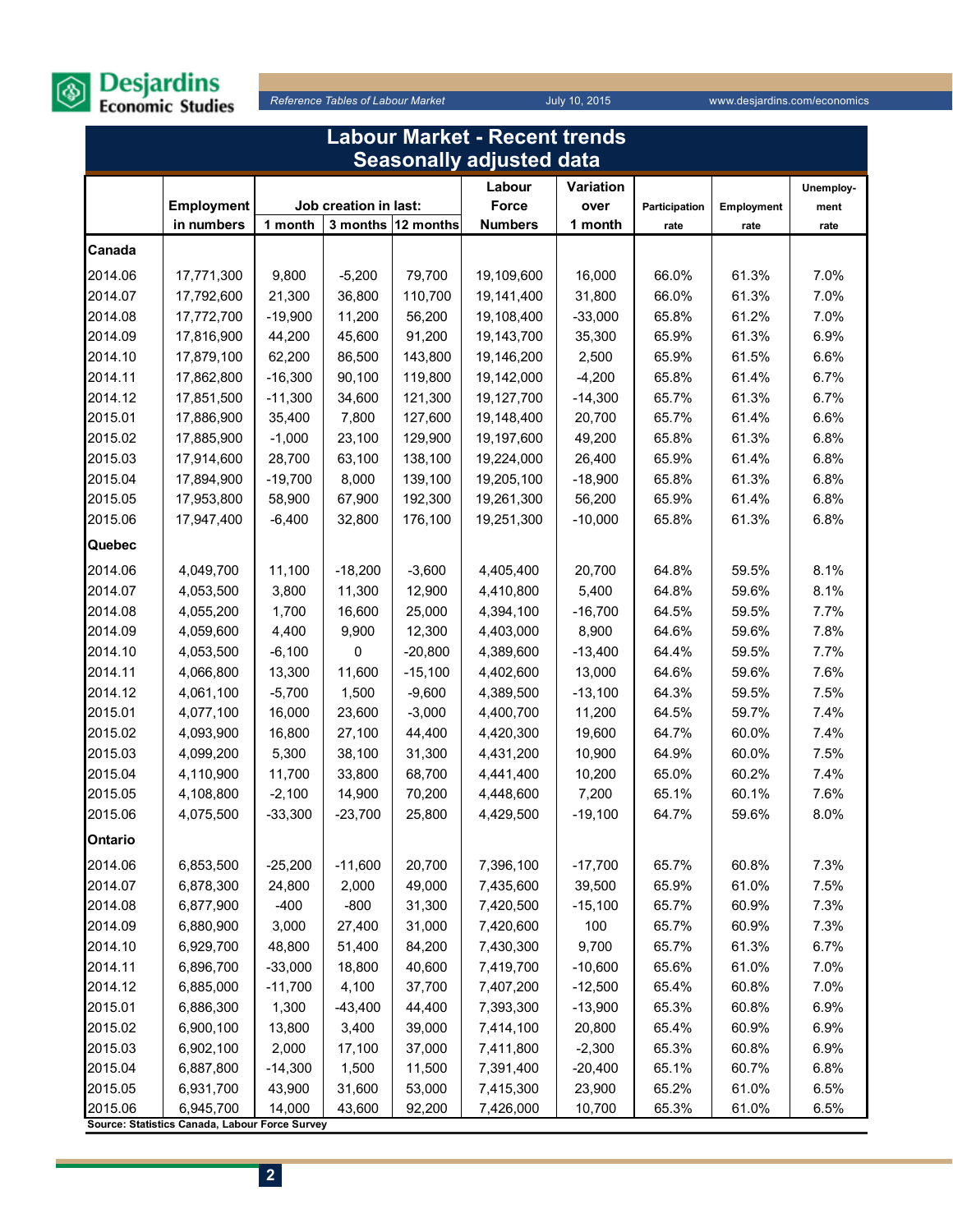# Labour Market - Recent trends
## Seasonally adjusted data

| | Employment in numbers | Job creation in last: 1 month | 3 months | 12 months | Labour Force Numbers | Variation over 1 month | Participation rate | Employment rate | Unemployment rate |
|---|---|---|---|---|---|---|---|---|---|
| **Canada** | | | | | | | | | |
| 2014.06 | 17,771,300 | 9,800 | -5,200 | 79,700 | 19,109,600 | 16,000 | 66.0% | 61.3% | 7.0% |
| 2014.07 | 17,792,600 | 21,300 | 36,800 | 110,700 | 19,141,400 | 31,800 | 66.0% | 61.3% | 7.0% |
| 2014.08 | 17,772,700 | -19,900 | 11,200 | 56,200 | 19,108,400 | -33,000 | 65.8% | 61.2% | 7.0% |
| 2014.09 | 17,816,900 | 44,200 | 45,600 | 91,200 | 19,143,700 | 35,300 | 65.9% | 61.3% | 6.9% |
| 2014.10 | 17,879,100 | 62,200 | 86,500 | 143,800 | 19,146,200 | 2,500 | 65.9% | 61.5% | 6.6% |
| 2014.11 | 17,862,800 | -16,300 | 90,100 | 119,800 | 19,142,000 | -4,200 | 65.8% | 61.4% | 6.7% |
| 2014.12 | 17,851,500 | -11,300 | 34,600 | 121,300 | 19,127,700 | -14,300 | 65.7% | 61.3% | 6.7% |
| 2015.01 | 17,886,900 | 35,400 | 7,800 | 127,600 | 19,148,400 | 20,700 | 65.7% | 61.4% | 6.6% |
| 2015.02 | 17,885,900 | -1,000 | 23,100 | 129,900 | 19,197,600 | 49,200 | 65.8% | 61.3% | 6.8% |
| 2015.03 | 17,914,600 | 28,700 | 63,100 | 138,100 | 19,224,000 | 26,400 | 65.9% | 61.4% | 6.8% |
| 2015.04 | 17,894,900 | -19,700 | 8,000 | 139,100 | 19,205,100 | -18,900 | 65.8% | 61.3% | 6.8% |
| 2015.05 | 17,953,800 | 58,900 | 67,900 | 192,300 | 19,261,300 | 56,200 | 65.9% | 61.4% | 6.8% |
| 2015.06 | 17,947,400 | -6,400 | 32,800 | 176,100 | 19,251,300 | -10,000 | 65.8% | 61.3% | 6.8% |
| **Quebec** | | | | | | | | | |
| 2014.06 | 4,049,700 | 11,100 | -18,200 | -3,600 | 4,405,400 | 20,700 | 64.8% | 59.5% | 8.1% |
| 2014.07 | 4,053,500 | 3,800 | 11,300 | 12,900 | 4,410,800 | 5,400 | 64.8% | 59.6% | 8.1% |
| 2014.08 | 4,055,200 | 1,700 | 16,600 | 25,000 | 4,394,100 | -16,700 | 64.5% | 59.5% | 7.7% |
| 2014.09 | 4,059,600 | 4,400 | 9,900 | 12,300 | 4,403,000 | 8,900 | 64.6% | 59.6% | 7.8% |
| 2014.10 | 4,053,500 | -6,100 | 0 | -20,800 | 4,389,600 | -13,400 | 64.4% | 59.5% | 7.7% |
| 2014.11 | 4,066,800 | 13,300 | 11,600 | -15,100 | 4,402,600 | 13,000 | 64.6% | 59.6% | 7.6% |
| 2014.12 | 4,061,100 | -5,700 | 1,500 | -9,600 | 4,389,500 | -13,100 | 64.3% | 59.5% | 7.5% |
| 2015.01 | 4,077,100 | 16,000 | 23,600 | -3,000 | 4,400,700 | 11,200 | 64.5% | 59.7% | 7.4% |
| 2015.02 | 4,093,900 | 16,800 | 27,100 | 44,400 | 4,420,300 | 19,600 | 64.7% | 60.0% | 7.4% |
| 2015.03 | 4,099,200 | 5,300 | 38,100 | 31,300 | 4,431,200 | 10,900 | 64.9% | 60.0% | 7.5% |
| 2015.04 | 4,110,900 | 11,700 | 33,800 | 68,700 | 4,441,400 | 10,200 | 65.0% | 60.2% | 7.4% |
| 2015.05 | 4,108,800 | -2,100 | 14,900 | 70,200 | 4,448,600 | 7,200 | 65.1% | 60.1% | 7.6% |
| 2015.06 | 4,075,500 | -33,300 | -23,700 | 25,800 | 4,429,500 | -19,100 | 64.7% | 59.6% | 8.0% |
| **Ontario** | | | | | | | | | |
| 2014.06 | 6,853,500 | -25,200 | -11,600 | 20,700 | 7,396,100 | -17,700 | 65.7% | 60.8% | 7.3% |
| 2014.07 | 6,878,300 | 24,800 | 2,000 | 49,000 | 7,435,600 | 39,500 | 65.9% | 61.0% | 7.5% |
| 2014.08 | 6,877,900 | -400 | -800 | 31,300 | 7,420,500 | -15,100 | 65.7% | 60.9% | 7.3% |
| 2014.09 | 6,880,900 | 3,000 | 27,400 | 31,000 | 7,420,600 | 100 | 65.7% | 60.9% | 7.3% |
| 2014.10 | 6,929,700 | 48,800 | 51,400 | 84,200 | 7,430,300 | 9,700 | 65.7% | 61.3% | 6.7% |
| 2014.11 | 6,896,700 | -33,000 | 18,800 | 40,600 | 7,419,700 | -10,600 | 65.6% | 61.0% | 7.0% |
| 2014.12 | 6,885,000 | -11,700 | 4,100 | 37,700 | 7,407,200 | -12,500 | 65.4% | 60.8% | 7.0% |
| 2015.01 | 6,886,300 | 1,300 | -43,400 | 44,400 | 7,393,300 | -13,900 | 65.3% | 60.8% | 6.9% |
| 2015.02 | 6,900,100 | 13,800 | 3,400 | 39,000 | 7,414,100 | 20,800 | 65.4% | 60.9% | 6.9% |
| 2015.03 | 6,902,100 | 2,000 | 17,100 | 37,000 | 7,411,800 | -2,300 | 65.3% | 60.8% | 6.9% |
| 2015.04 | 6,887,800 | -14,300 | 1,500 | 11,500 | 7,391,400 | -20,400 | 65.1% | 60.7% | 6.8% |
| 2015.05 | 6,931,700 | 43,900 | 31,600 | 53,000 | 7,415,300 | 23,900 | 65.2% | 61.0% | 6.5% |
| 2015.06 | 6,945,700 | 14,000 | 43,600 | 92,200 | 7,426,000 | 10,700 | 65.3% | 61.0% | 6.5% |

**Source: Statistics Canada, Labour Force Survey**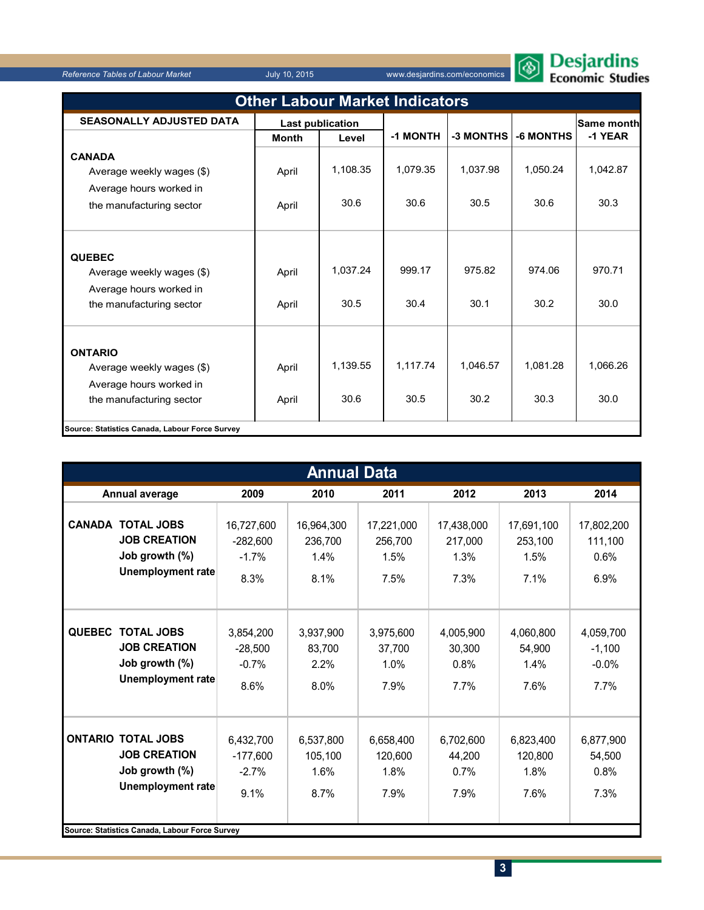## Other Labour Market Indicators

| SEASONALLY ADJUSTED DATA | Last publication | | -1 MONTH | -3 MONTHS | -6 MONTHS | Same month -1 YEAR |
|---|---|---|---|---|---|---|
| | Month | Level | | | | |
| **CANADA** | | | | | | |
| Average weekly wages ($) | April | 1,108.35 | 1,079.35 | 1,037.98 | 1,050.24 | 1,042.87 |
| Average hours worked in the manufacturing sector | April | 30.6 | 30.6 | 30.5 | 30.6 | 30.3 |
| **QUEBEC** | | | | | | |
| Average weekly wages ($) | April | 1,037.24 | 999.17 | 975.82 | 974.06 | 970.71 |
| Average hours worked in the manufacturing sector | April | 30.5 | 30.4 | 30.1 | 30.2 | 30.0 |
| **ONTARIO** | | | | | | |
| Average weekly wages ($) | April | 1,139.55 | 1,117.74 | 1,046.57 | 1,081.28 | 1,066.26 |
| Average hours worked in the manufacturing sector | April | 30.6 | 30.5 | 30.2 | 30.3 | 30.0 |

**Source: Statistics Canada, Labour Force Survey**

## Annual Data

| Annual average | | 2009 | 2010 | 2011 | 2012 | 2013 | 2014 |
|---|---|---|---|---|---|---|---|
| **CANADA** | **TOTAL JOBS** | 16,727,600 | 16,964,300 | 17,221,000 | 17,438,000 | 17,691,100 | 17,802,200 |
| | **JOB CREATION** | -282,600 | 236,700 | 256,700 | 217,000 | 253,100 | 111,100 |
| | **Job growth (%)** | -1.7% | 1.4% | 1.5% | 1.3% | 1.5% | 0.6% |
| | **Unemployment rate** | 8.3% | 8.1% | 7.5% | 7.3% | 7.1% | 6.9% |
| **QUEBEC** | **TOTAL JOBS** | 3,854,200 | 3,937,900 | 3,975,600 | 4,005,900 | 4,060,800 | 4,059,700 |
| | **JOB CREATION** | -28,500 | 83,700 | 37,700 | 30,300 | 54,900 | -1,100 |
| | **Job growth (%)** | -0.7% | 2.2% | 1.0% | 0.8% | 1.4% | -0.0% |
| | **Unemployment rate** | 8.6% | 8.0% | 7.9% | 7.7% | 7.6% | 7.7% |
| **ONTARIO** | **TOTAL JOBS** | 6,432,700 | 6,537,800 | 6,658,400 | 6,702,600 | 6,823,400 | 6,877,900 |
| | **JOB CREATION** | -177,600 | 105,100 | 120,600 | 44,200 | 120,800 | 54,500 |
| | **Job growth (%)** | -2.7% | 1.6% | 1.8% | 0.7% | 1.8% | 0.8% |
| | **Unemployment rate** | 9.1% | 8.7% | 7.9% | 7.9% | 7.6% | 7.3% |

**Source: Statistics Canada, Labour Force Survey**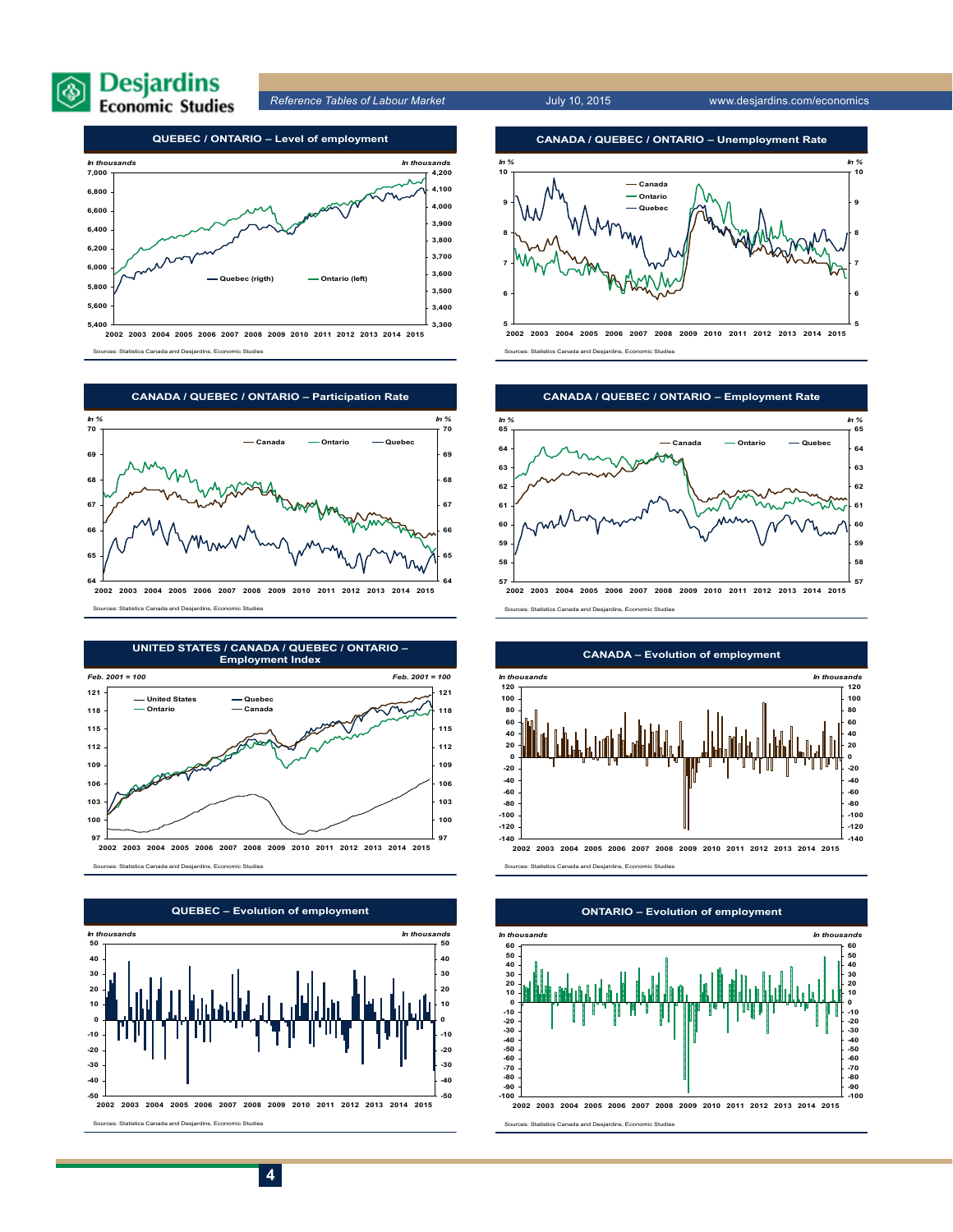## QUEBEC / ONTARIO – Level of employment

*In thousands* — *In thousands*

Quebec (rigth) — Ontario (left)

Sources: Statistics Canada and Desjardins, Economic Studies

## CANADA / QUEBEC / ONTARIO – Unemployment Rate

*In %* — *In %*

Canada — Ontario — Quebec

Sources: Statistics Canada and Desjardins, Economic Studies

## CANADA / QUEBEC / ONTARIO – Participation Rate

*In %* — *In %*

Canada — Ontario — Quebec

Sources: Statistics Canada and Desjardins, Economic Studies

## CANADA / QUEBEC / ONTARIO – Employment Rate

*In %* — *In %*

Canada — Ontario — Quebec

Sources: Statistics Canada and Desjardins, Economic Studies

## UNITED STATES / CANADA / QUEBEC / ONTARIO – Employment Index

*Feb. 2001 = 100* — *Feb. 2001 = 100*

United States — Quebec — Ontario — Canada

Sources: Statistics Canada and Desjardins, Economic Studies

## CANADA – Evolution of employment

*In thousands* — *In thousands*

Sources: Statistics Canada and Desjardins, Economic Studies

## QUEBEC – Evolution of employment

*In thousands* — *In thousands*

Sources: Statistics Canada and Desjardins, Economic Studies

## ONTARIO – Evolution of employment

*In thousands* — *In thousands*

Sources: Statistics Canada and Desjardins, Economic Studies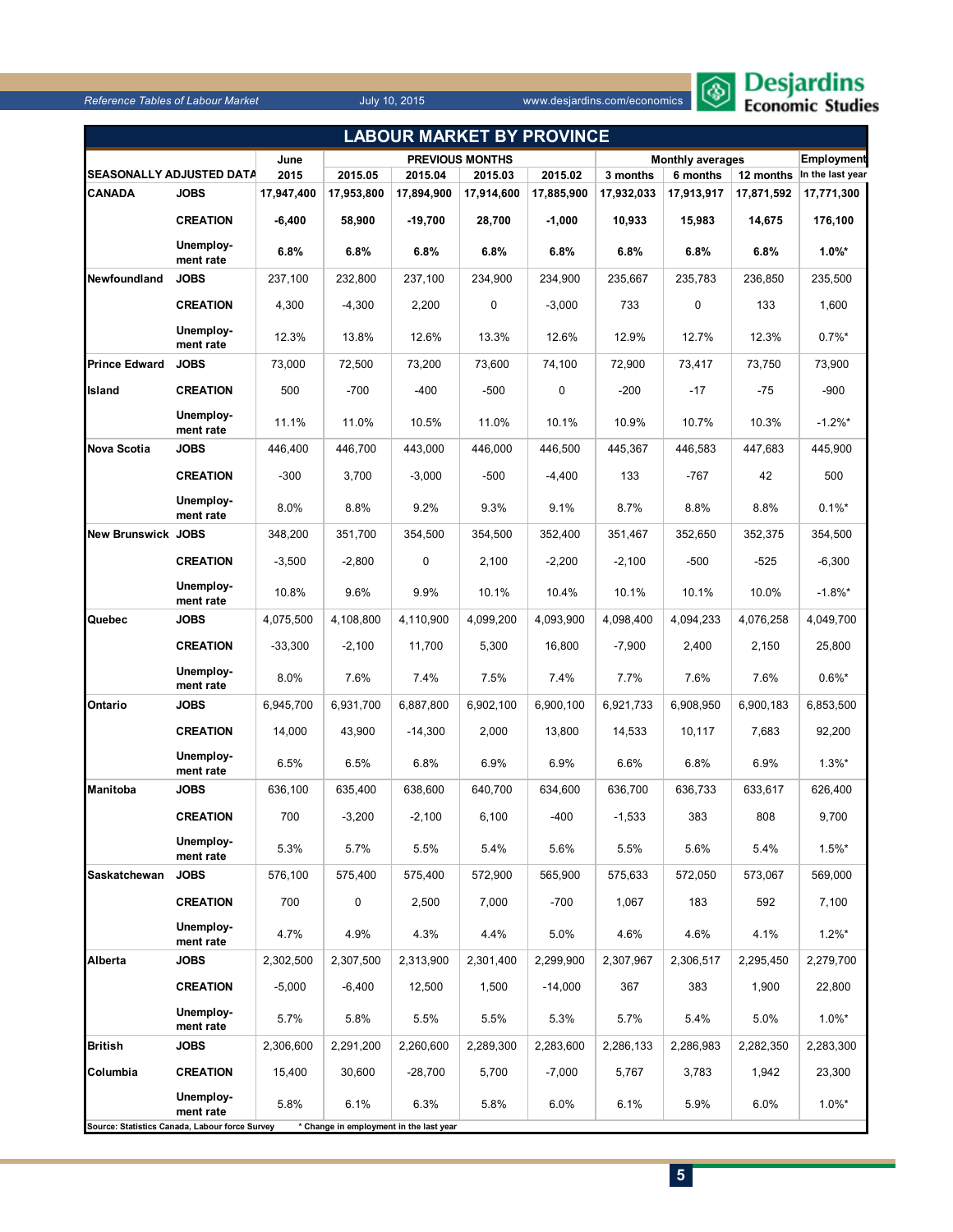## LABOUR MARKET BY PROVINCE

| SEASONALLY ADJUSTED DATA | | June 2015 | PREVIOUS MONTHS 2015.05 | 2015.04 | 2015.03 | 2015.02 | Monthly averages 3 months | 6 months | 12 months | Employment In the last year |
|---|---|---|---|---|---|---|---|---|---|---|
| **CANADA** | **JOBS** | **17,947,400** | **17,953,800** | **17,894,900** | **17,914,600** | **17,885,900** | **17,932,033** | **17,913,917** | **17,871,592** | **17,771,300** |
| | **CREATION** | **-6,400** | **58,900** | **-19,700** | **28,700** | **-1,000** | **10,933** | **15,983** | **14,675** | **176,100** |
| | **Unemployment rate** | **6.8%** | **6.8%** | **6.8%** | **6.8%** | **6.8%** | **6.8%** | **6.8%** | **6.8%** | **1.0%*** |
| **Newfoundland** | **JOBS** | 237,100 | 232,800 | 237,100 | 234,900 | 234,900 | 235,667 | 235,783 | 236,850 | 235,500 |
| | **CREATION** | 4,300 | -4,300 | 2,200 | 0 | -3,000 | 733 | 0 | 133 | 1,600 |
| | **Unemployment rate** | 12.3% | 13.8% | 12.6% | 13.3% | 12.6% | 12.9% | 12.7% | 12.3% | 0.7%* |
| **Prince Edward Island** | **JOBS** | 73,000 | 72,500 | 73,200 | 73,600 | 74,100 | 72,900 | 73,417 | 73,750 | 73,900 |
| | **CREATION** | 500 | -700 | -400 | -500 | 0 | -200 | -17 | -75 | -900 |
| | **Unemployment rate** | 11.1% | 11.0% | 10.5% | 11.0% | 10.1% | 10.9% | 10.7% | 10.3% | -1.2%* |
| **Nova Scotia** | **JOBS** | 446,400 | 446,700 | 443,000 | 446,000 | 446,500 | 445,367 | 446,583 | 447,683 | 445,900 |
| | **CREATION** | -300 | 3,700 | -3,000 | -500 | -4,400 | 133 | -767 | 42 | 500 |
| | **Unemployment rate** | 8.0% | 8.8% | 9.2% | 9.3% | 9.1% | 8.7% | 8.8% | 8.8% | 0.1%* |
| **New Brunswick** | **JOBS** | 348,200 | 351,700 | 354,500 | 354,500 | 352,400 | 351,467 | 352,650 | 352,375 | 354,500 |
| | **CREATION** | -3,500 | -2,800 | 0 | 2,100 | -2,200 | -2,100 | -500 | -525 | -6,300 |
| | **Unemployment rate** | 10.8% | 9.6% | 9.9% | 10.1% | 10.4% | 10.1% | 10.1% | 10.0% | -1.8%* |
| **Quebec** | **JOBS** | 4,075,500 | 4,108,800 | 4,110,900 | 4,099,200 | 4,093,900 | 4,098,400 | 4,094,233 | 4,076,258 | 4,049,700 |
| | **CREATION** | -33,300 | -2,100 | 11,700 | 5,300 | 16,800 | -7,900 | 2,400 | 2,150 | 25,800 |
| | **Unemployment rate** | 8.0% | 7.6% | 7.4% | 7.5% | 7.4% | 7.7% | 7.6% | 7.6% | 0.6%* |
| **Ontario** | **JOBS** | 6,945,700 | 6,931,700 | 6,887,800 | 6,902,100 | 6,900,100 | 6,921,733 | 6,908,950 | 6,900,183 | 6,853,500 |
| | **CREATION** | 14,000 | 43,900 | -14,300 | 2,000 | 13,800 | 14,533 | 10,117 | 7,683 | 92,200 |
| | **Unemployment rate** | 6.5% | 6.5% | 6.8% | 6.9% | 6.9% | 6.6% | 6.8% | 6.9% | 1.3%* |
| **Manitoba** | **JOBS** | 636,100 | 635,400 | 638,600 | 640,700 | 634,600 | 636,700 | 636,733 | 633,617 | 626,400 |
| | **CREATION** | 700 | -3,200 | -2,100 | 6,100 | -400 | -1,533 | 383 | 808 | 9,700 |
| | **Unemployment rate** | 5.3% | 5.7% | 5.5% | 5.4% | 5.6% | 5.5% | 5.6% | 5.4% | 1.5%* |
| **Saskatchewan** | **JOBS** | 576,100 | 575,400 | 575,400 | 572,900 | 565,900 | 575,633 | 572,050 | 573,067 | 569,000 |
| | **CREATION** | 700 | 0 | 2,500 | 7,000 | -700 | 1,067 | 183 | 592 | 7,100 |
| | **Unemployment rate** | 4.7% | 4.9% | 4.3% | 4.4% | 5.0% | 4.6% | 4.6% | 4.1% | 1.2%* |
| **Alberta** | **JOBS** | 2,302,500 | 2,307,500 | 2,313,900 | 2,301,400 | 2,299,900 | 2,307,967 | 2,306,517 | 2,295,450 | 2,279,700 |
| | **CREATION** | -5,000 | -6,400 | 12,500 | 1,500 | -14,000 | 367 | 383 | 1,900 | 22,800 |
| | **Unemployment rate** | 5.7% | 5.8% | 5.5% | 5.5% | 5.3% | 5.7% | 5.4% | 5.0% | 1.0%* |
| **British Columbia** | **JOBS** | 2,306,600 | 2,291,200 | 2,260,600 | 2,289,300 | 2,283,600 | 2,286,133 | 2,286,983 | 2,282,350 | 2,283,300 |
| | **CREATION** | 15,400 | 30,600 | -28,700 | 5,700 | -7,000 | 5,767 | 3,783 | 1,942 | 23,300 |
| | **Unemployment rate** | 5.8% | 6.1% | 6.3% | 5.8% | 6.0% | 6.1% | 5.9% | 6.0% | 1.0%* |

Source: Statistics Canada, Labour force Survey &nbsp;&nbsp; * Change in employment in the last year